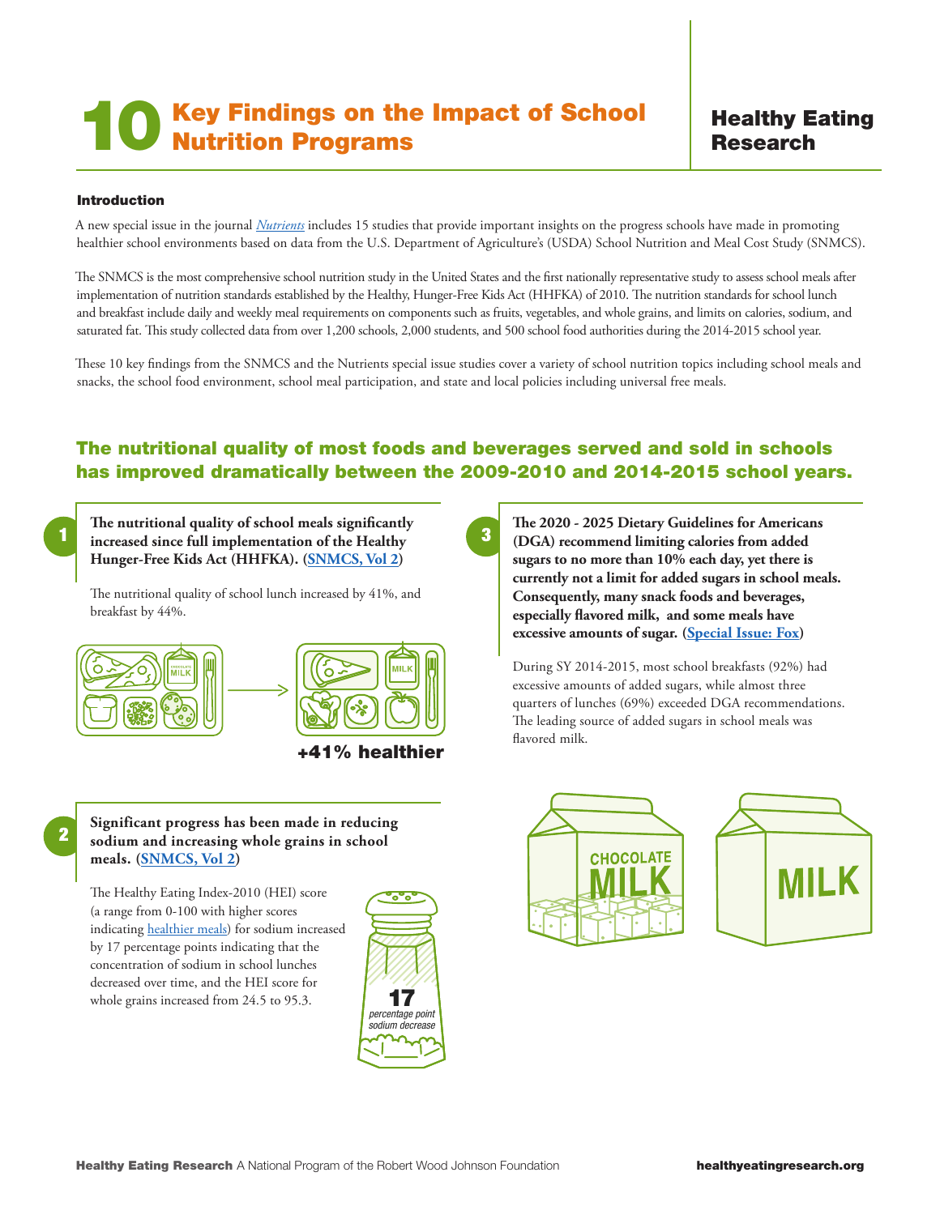# 10 Key Findings on the Impact of School Nutrition Programs

**Healthy Eating Research**

#### Introduction

A new special issue in the journal *Nutrients* includes 15 studies that provide important insights on the progress schools have made in promoting healthier school environments based on data from the U.S. Department of Agriculture's (USDA) School Nutrition and Meal Cost Study (SNMCS).

The SNMCS is the most comprehensive school nutrition study in the United States and the first nationally representative study to assess school meals after implementation of nutrition standards established by the Healthy, Hunger-Free Kids Act (HHFKA) of 2010. The nutrition standards for school lunch and breakfast include daily and weekly meal requirements on components such as fruits, vegetables, and whole grains, and limits on calories, sodium, and saturated fat. This study collected data from over 1,200 schools, 2,000 students, and 500 school food authorities during the 2014-2015 school year.

These 10 key findings from the SNMCS and the Nutrients special issue studies cover a variety of school nutrition topics including school meals and snacks, the school food environment, school meal participation, and state and local policies including universal free meals.

## The nutritional quality of most foods and beverages served and sold in schools has improved dramatically between the 2009-2010 and 2014-2015 school years.

**1** **The nutritional quality of school meals significantly increased since full implementation of the Healthy Hunger-Free Kids Act (HHFKA). (SNMCS, Vol 2)**

The nutritional quality of school lunch increased by 41%, and breakfast by 44%.

**+41% healthier**

**2** **Significant progress has been made in reducing sodium and increasing whole grains in school meals. (SNMCS, Vol 2)**

The Healthy Eating Index-2010 (HEI) score (a range from 0-100 with higher scores indicating healthier meals) for sodium increased by 17 percentage points indicating that the concentration of sodium in school lunches decreased over time, and the HEI score for whole grains increased from 24.5 to 95.3.

**17** *percentage point sodium decrease*

**3** **The 2020 - 2025 Dietary Guidelines for Americans (DGA) recommend limiting calories from added sugars to no more than 10% each day, yet there is currently not a limit for added sugars in school meals. Consequently, many snack foods and beverages, especially flavored milk, and some meals have excessive amounts of sugar. (Special Issue: Fox)**

During SY 2014-2015, most school breakfasts (92%) had excessive amounts of added sugars, while almost three quarters of lunches (69%) exceeded DGA recommendations. The leading source of added sugars in school meals was flavored milk.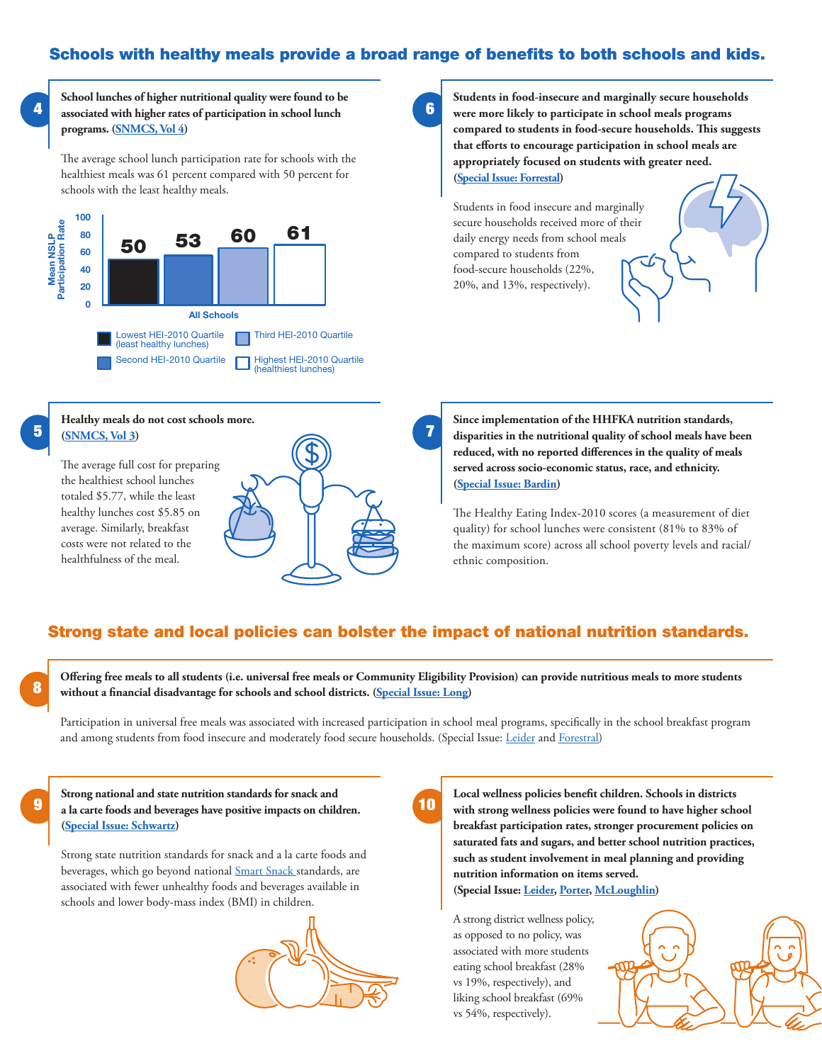## Schools with healthy meals provide a broad range of benefits to both schools and kids.

**4**

**School lunches of higher nutritional quality were found to be associated with higher rates of participation in school lunch programs. ([SNMCS, Vol 4](SNMCS, Vol 4))**

The average school lunch participation rate for schools with the healthiest meals was 61 percent compared with 50 percent for schools with the least healthy meals.

Mean NSLP Participation Rate

100
80
60
40
20
0

50
53
60
61

All Schools

Lowest HEI-2010 Quartile (least healthy lunches)
Second HEI-2010 Quartile
Third HEI-2010 Quartile
Highest HEI-2010 Quartile (healthiest lunches)

**6**

**Students in food-insecure and marginally secure households were more likely to participate in school meals programs compared to students in food-secure households. This suggests that efforts to encourage participation in school meals are appropriately focused on students with greater need. (Special Issue: Forrestal)**

Students in food insecure and marginally secure households received more of their daily energy needs from school meals compared to students from food-secure households (22%, 20%, and 13%, respectively).

**5**

**Healthy meals do not cost schools more. (SNMCS, Vol 3)**

The average full cost for preparing the healthiest school lunches totaled $5.77, while the least healthy lunches cost $5.85 on average. Similarly, breakfast costs were not related to the healthfulness of the meal.

**7**

**Since implementation of the HHFKA nutrition standards, disparities in the nutritional quality of school meals have been reduced, with no reported differences in the quality of meals served across socio-economic status, race, and ethnicity. (Special Issue: Bardin)**

The Healthy Eating Index-2010 scores (a measurement of diet quality) for school lunches were consistent (81% to 83% of the maximum score) across all school poverty levels and racial/ethnic composition.

## Strong state and local policies can bolster the impact of national nutrition standards.

**8**

**Offering free meals to all students (i.e. universal free meals or Community Eligibility Provision) can provide nutritious meals to more students without a financial disadvantage for schools and school districts. (Special Issue: Long)**

Participation in universal free meals was associated with increased participation in school meal programs, specifically in the school breakfast program and among students from food insecure and moderately food secure households. (Special Issue: Leider and Forestral)

**9**

**Strong national and state nutrition standards for snack and a la carte foods and beverages have positive impacts on children. (Special Issue: Schwartz)**

Strong state nutrition standards for snack and a la carte foods and beverages, which go beyond national Smart Snack standards, are associated with fewer unhealthy foods and beverages available in schools and lower body-mass index (BMI) in children.

**10**

**Local wellness policies benefit children. Schools in districts with strong wellness policies were found to have higher school breakfast participation rates, stronger procurement policies on saturated fats and sugars, and better school nutrition practices, such as student involvement in meal planning and providing nutrition information on items served. (Special Issue: Leider, Porter, McLoughlin)**

A strong district wellness policy, as opposed to no policy, was associated with more students eating school breakfast (28% vs 19%, respectively), and liking school breakfast (69% vs 54%, respectively).